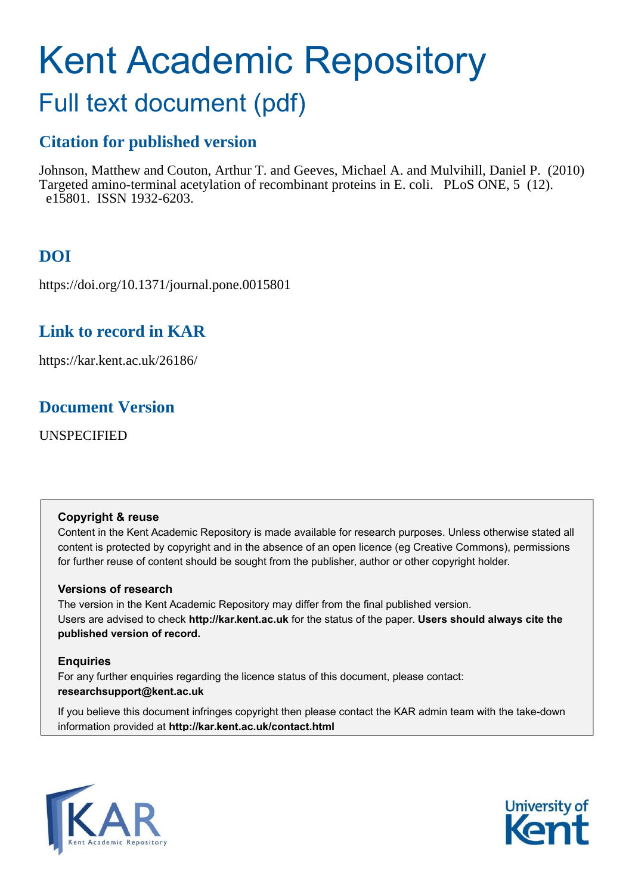# Kent Academic Repository

## Full text document (pdf)

## Citation for published version

Johnson, Matthew and Couton, Arthur T. and Geeves, Michael A. and Mulvihill, Daniel P. (2010) Targeted amino-terminal acetylation of recombinant proteins in E. coli. PLoS ONE, 5 (12). e15801. ISSN 1932-6203.

## DOI

https://doi.org/10.1371/journal.pone.0015801

## Link to record in KAR

https://kar.kent.ac.uk/26186/

## Document Version

UNSPECIFIED

**Copyright & reuse**

Content in the Kent Academic Repository is made available for research purposes. Unless otherwise stated all content is protected by copyright and in the absence of an open licence (eg Creative Commons), permissions for further reuse of content should be sought from the publisher, author or other copyright holder.

**Versions of research**

The version in the Kent Academic Repository may differ from the final published version. Users are advised to check **http://kar.kent.ac.uk** for the status of the paper. **Users should always cite the published version of record.**

**Enquiries**

For any further enquiries regarding the licence status of this document, please contact: **researchsupport@kent.ac.uk**

If you believe this document infringes copyright then please contact the KAR admin team with the take-down information provided at **http://kar.kent.ac.uk/contact.html**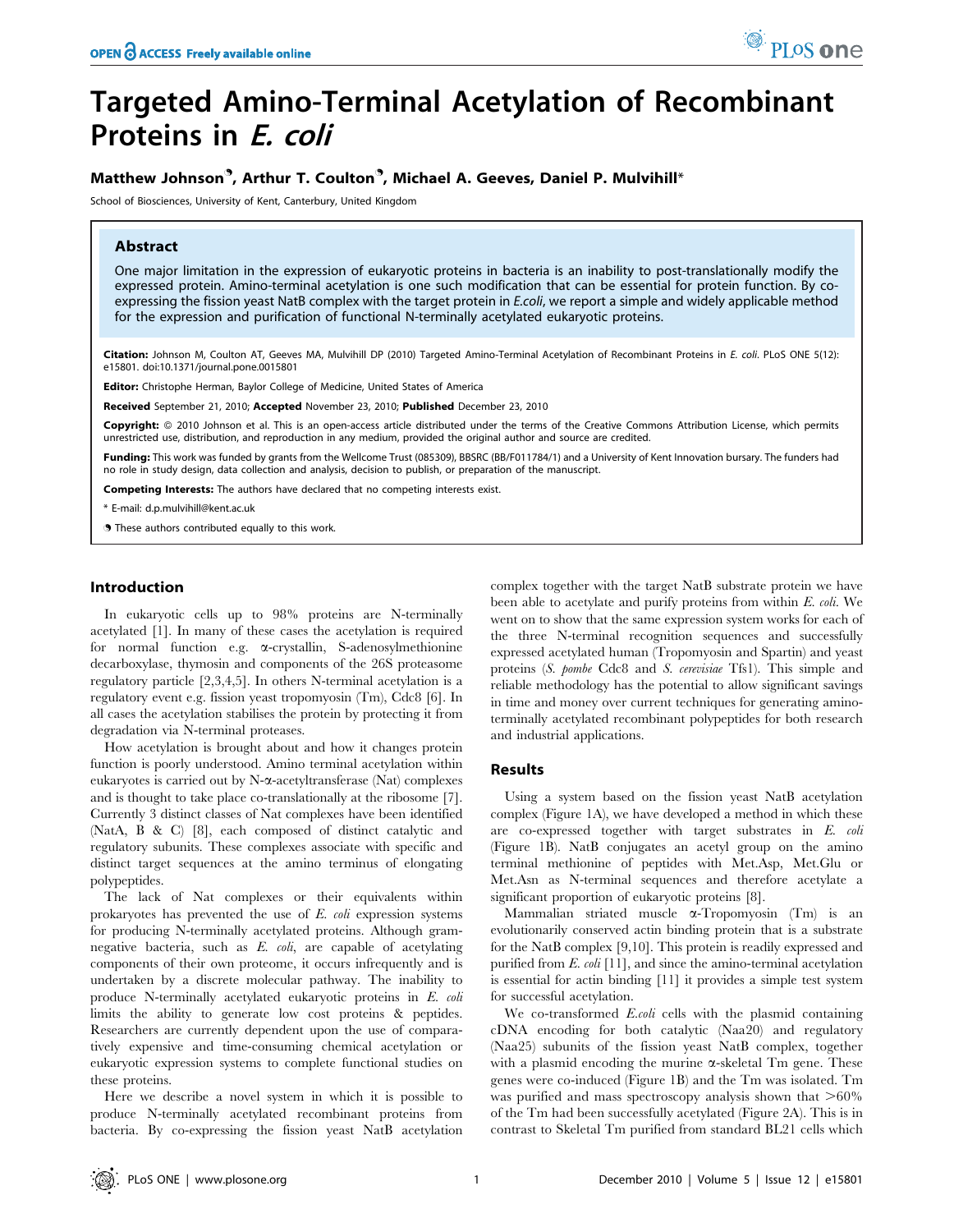# Targeted Amino-Terminal Acetylation of Recombinant Proteins in *E. coli*

**Matthew Johnson**, **Arthur T. Coulton**, **Michael A. Geeves, Daniel P. Mulvihill***

School of Biosciences, University of Kent, Canterbury, United Kingdom

## Abstract

One major limitation in the expression of eukaryotic proteins in bacteria is an inability to post-translationally modify the expressed protein. Amino-terminal acetylation is one such modification that can be essential for protein function. By co-expressing the fission yeast NatB complex with the target protein in *E.coli*, we report a simple and widely applicable method for the expression and purification of functional N-terminally acetylated eukaryotic proteins.

**Citation:** Johnson M, Coulton AT, Geeves MA, Mulvihill DP (2010) Targeted Amino-Terminal Acetylation of Recombinant Proteins in *E. coli*. PLoS ONE 5(12): e15801. doi:10.1371/journal.pone.0015801

**Editor:** Christophe Herman, Baylor College of Medicine, United States of America

**Received** September 21, 2010; **Accepted** November 23, 2010; **Published** December 23, 2010

**Copyright:** © 2010 Johnson et al. This is an open-access article distributed under the terms of the Creative Commons Attribution License, which permits unrestricted use, distribution, and reproduction in any medium, provided the original author and source are credited.

**Funding:** This work was funded by grants from the Wellcome Trust (085309), BBSRC (BB/F011784/1) and a University of Kent Innovation bursary. The funders had no role in study design, data collection and analysis, decision to publish, or preparation of the manuscript.

**Competing Interests:** The authors have declared that no competing interests exist.

\* E-mail: d.p.mulvihill@kent.ac.uk

These authors contributed equally to this work.

## Introduction

In eukaryotic cells up to 98% proteins are N-terminally acetylated [1]. In many of these cases the acetylation is required for normal function e.g. α-crystallin, S-adenosylmethionine decarboxylase, thymosin and components of the 26S proteasome regulatory particle [2,3,4,5]. In others N-terminal acetylation is a regulatory event e.g. fission yeast tropomyosin (Tm), Cdc8 [6]. In all cases the acetylation stabilises the protein by protecting it from degradation via N-terminal proteases.

How acetylation is brought about and how it changes protein function is poorly understood. Amino terminal acetylation within eukaryotes is carried out by N-α-acetyltransferase (Nat) complexes and is thought to take place co-translationally at the ribosome [7]. Currently 3 distinct classes of Nat complexes have been identified (NatA, B & C) [8], each composed of distinct catalytic and regulatory subunits. These complexes associate with specific and distinct target sequences at the amino terminus of elongating polypeptides.

The lack of Nat complexes or their equivalents within prokaryotes has prevented the use of *E. coli* expression systems for producing N-terminally acetylated proteins. Although gram-negative bacteria, such as *E. coli*, are capable of acetylating components of their own proteome, it occurs infrequently and is undertaken by a discrete molecular pathway. The inability to produce N-terminally acetylated eukaryotic proteins in *E. coli* limits the ability to generate low cost proteins & peptides. Researchers are currently dependent upon the use of comparatively expensive and time-consuming chemical acetylation or eukaryotic expression systems to complete functional studies on these proteins.

Here we describe a novel system in which it is possible to produce N-terminally acetylated recombinant proteins from bacteria. By co-expressing the fission yeast NatB acetylation complex together with the target NatB substrate protein we have been able to acetylate and purify proteins from within *E. coli*. We went on to show that the same expression system works for each of the three N-terminal recognition sequences and successfully expressed acetylated human (Tropomyosin and Spartin) and yeast proteins (*S. pombe* Cdc8 and *S. cerevisiae* Tfs1). This simple and reliable methodology has the potential to allow significant savings in time and money over current techniques for generating amino-terminally acetylated recombinant polypeptides for both research and industrial applications.

## Results

Using a system based on the fission yeast NatB acetylation complex (Figure 1A), we have developed a method in which these are co-expressed together with target substrates in *E. coli* (Figure 1B). NatB conjugates an acetyl group on the amino terminal methionine of peptides with Met.Asp, Met.Glu or Met.Asn as N-terminal sequences and therefore acetylate a significant proportion of eukaryotic proteins [8].

Mammalian striated muscle α-Tropomyosin (Tm) is an evolutionarily conserved actin binding protein that is a substrate for the NatB complex [9,10]. This protein is readily expressed and purified from *E. coli* [11], and since the amino-terminal acetylation is essential for actin binding [11] it provides a simple test system for successful acetylation.

We co-transformed *E.coli* cells with the plasmid containing cDNA encoding for both catalytic (Naa20) and regulatory (Naa25) subunits of the fission yeast NatB complex, together with a plasmid encoding the murine α-skeletal Tm gene. These genes were co-induced (Figure 1B) and the Tm was isolated. Tm was purified and mass spectroscopy analysis shown that >60% of the Tm had been successfully acetylated (Figure 2A). This is in contrast to Skeletal Tm purified from standard BL21 cells which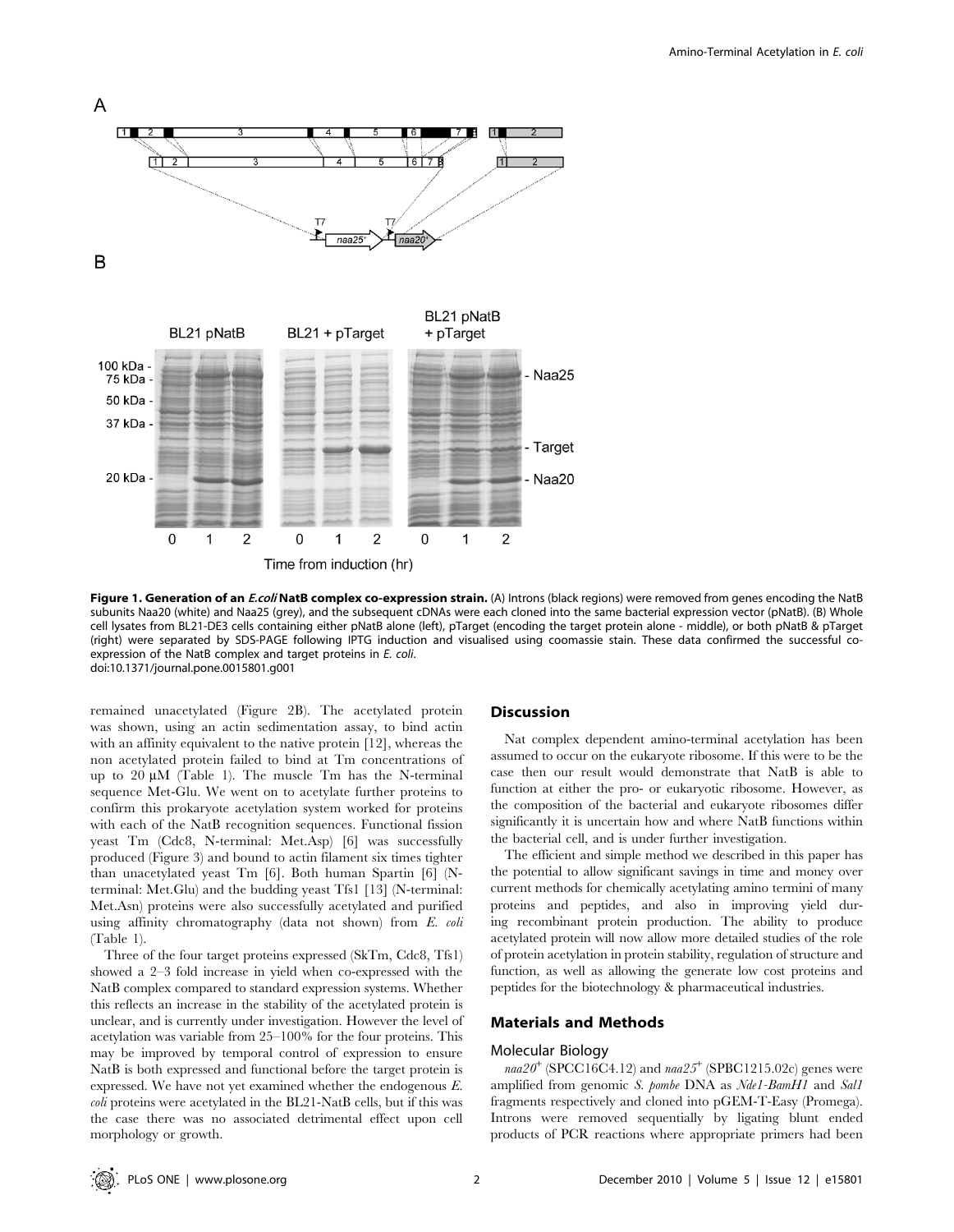**Figure 1. Generation of an *E.coli* NatB complex co-expression strain.** (A) Introns (black regions) were removed from genes encoding the NatB subunits Naa20 (white) and Naa25 (grey), and the subsequent cDNAs were each cloned into the same bacterial expression vector (pNatB). (B) Whole cell lysates from BL21-DE3 cells containing either pNatB alone (left), pTarget (encoding the target protein alone - middle), or both pNatB & pTarget (right) were separated by SDS-PAGE following IPTG induction and visualised using coomassie stain. These data confirmed the successful co-expression of the NatB complex and target proteins in *E. coli*.
doi:10.1371/journal.pone.0015801.g001

remained unacetylated (Figure 2B). The acetylated protein was shown, using an actin sedimentation assay, to bind actin with an affinity equivalent to the native protein [12], whereas the non acetylated protein failed to bind at Tm concentrations of up to 20 μM (Table 1). The muscle Tm has the N-terminal sequence Met-Glu. We went on to acetylate further proteins to confirm this prokaryote acetylation system worked for proteins with each of the NatB recognition sequences. Functional fission yeast Tm (Cdc8, N-terminal: Met.Asp) [6] was successfully produced (Figure 3) and bound to actin filament six times tighter than unacetylated yeast Tm [6]. Both human Spartin [6] (N-terminal: Met.Glu) and the budding yeast Tfs1 [13] (N-terminal: Met.Asn) proteins were also successfully acetylated and purified using affinity chromatography (data not shown) from *E. coli* (Table 1).

Three of the four target proteins expressed (SkTm, Cdc8, Tfs1) showed a 2–3 fold increase in yield when co-expressed with the NatB complex compared to standard expression systems. Whether this reflects an increase in the stability of the acetylated protein is unclear, and is currently under investigation. However the level of acetylation was variable from 25–100% for the four proteins. This may be improved by temporal control of expression to ensure NatB is both expressed and functional before the target protein is expressed. We have not yet examined whether the endogenous *E. coli* proteins were acetylated in the BL21-NatB cells, but if this was the case there was no associated detrimental effect upon cell morphology or growth.

## Discussion

Nat complex dependent amino-terminal acetylation has been assumed to occur on the eukaryote ribosome. If this were to be the case then our result would demonstrate that NatB is able to function at either the pro- or eukaryotic ribosome. However, as the composition of the bacterial and eukaryote ribosomes differ significantly it is uncertain how and where NatB functions within the bacterial cell, and is under further investigation.

The efficient and simple method we described in this paper has the potential to allow significant savings in time and money over current methods for chemically acetylating amino termini of many proteins and peptides, and also in improving yield during recombinant protein production. The ability to produce acetylated protein will now allow more detailed studies of the role of protein acetylation in protein stability, regulation of structure and function, as well as allowing the generate low cost proteins and peptides for the biotechnology & pharmaceutical industries.

## Materials and Methods

### Molecular Biology

*naa20*$^{+}$ (SPCC16C4.12) and *naa25*$^{+}$ (SPBC1215.02c) genes were amplified from genomic *S. pombe* DNA as *Nde1-BamH1* and *Sal1* fragments respectively and cloned into pGEM-T-Easy (Promega). Introns were removed sequentially by ligating blunt ended products of PCR reactions where appropriate primers had been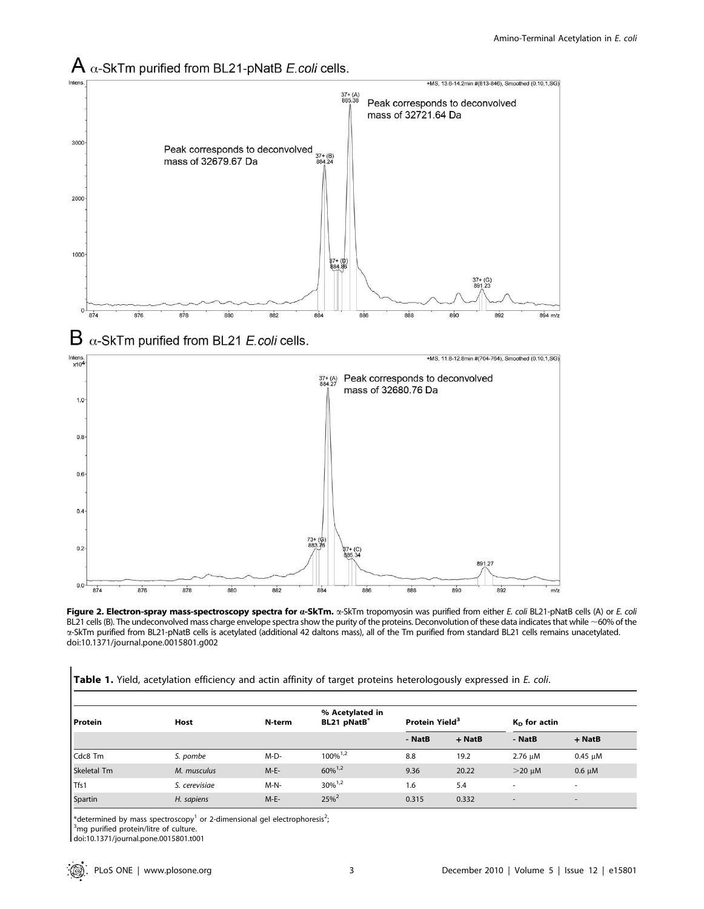**Figure 2. Electron-spray mass-spectroscopy spectra for α-SkTm.** α-SkTm tropomyosin was purified from either *E. coli* BL21-pNatB cells (A) or *E. coli* BL21 cells (B). The undeconvolved mass charge envelope spectra show the purity of the proteins. Deconvolution of these data indicates that while ~60% of the α-SkTm purified from BL21-pNatB cells is acetylated (additional 42 daltons mass), all of the Tm purified from standard BL21 cells remains unacetylated.
doi:10.1371/journal.pone.0015801.g002

**Table 1.** Yield, acetylation efficiency and actin affinity of target proteins heterologously expressed in *E. coli*.

| Protein | Host | N-term | % Acetylated in BL21 pNatB* | Protein Yield[3] | | $K_D$ for actin | |
|---|---|---|---|---|---|---|---|
| | | | | - NatB | + NatB | - NatB | + NatB |
| Cdc8 Tm | *S. pombe* | M-D- | 100%[1,2] | 8.8 | 19.2 | 2.76 μM | 0.45 μM |
| Skeletal Tm | *M. musculus* | M-E- | 60%[1,2] | 9.36 | 20.22 | >20 μM | 0.6 μM |
| Tfs1 | *S. cerevisiae* | M-N- | 30%[1,2] | 1.6 | 5.4 | - | - |
| Spartin | *H. sapiens* | M-E- | 25%[2] | 0.315 | 0.332 | - | - |

*determined by mass spectroscopy[1] or 2-dimensional gel electrophoresis[2];
[3]mg purified protein/litre of culture.
doi:10.1371/journal.pone.0015801.t001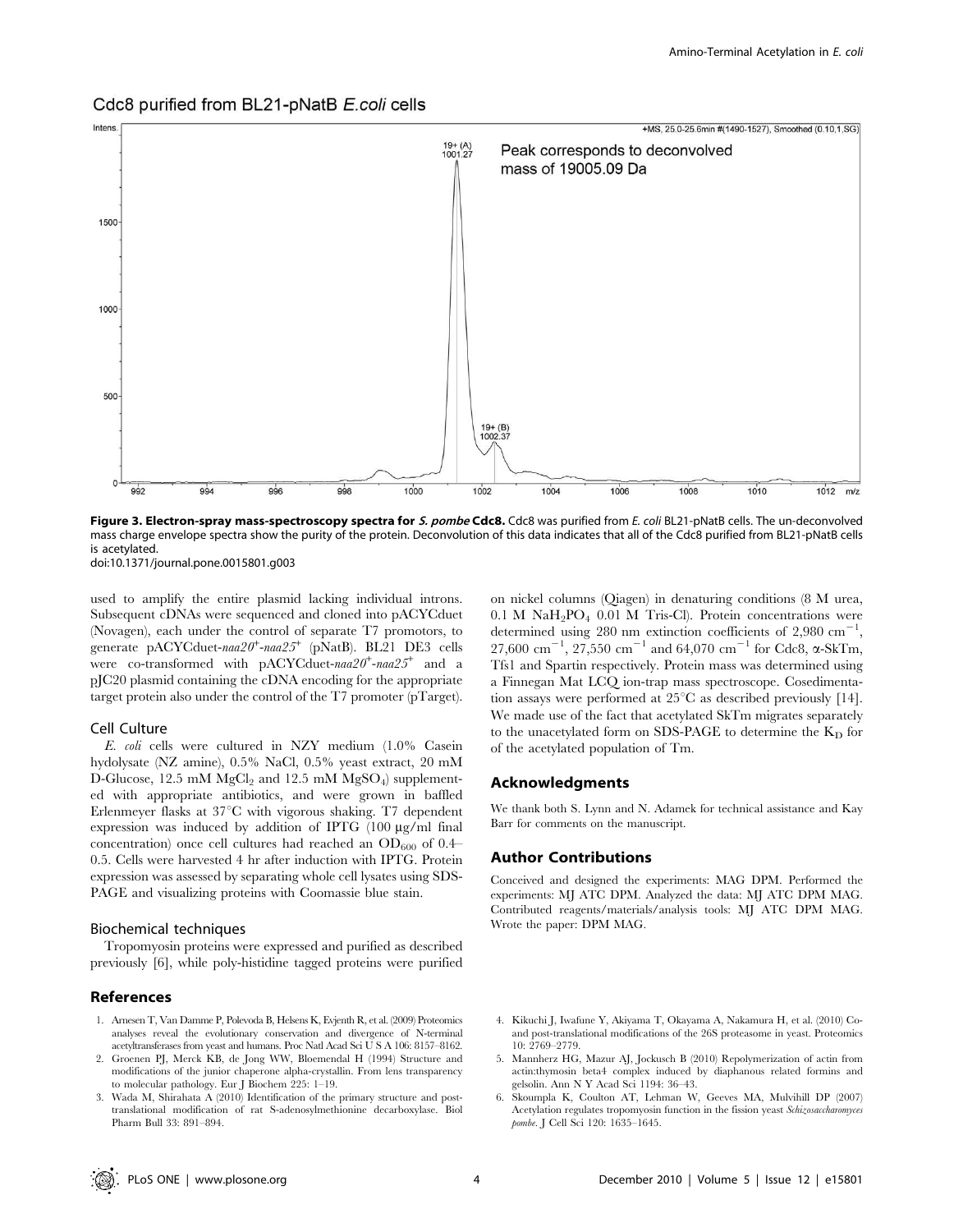Cdc8 purified from BL21-pNatB *E.coli* cells

Intens.

+MS, 25.0-25.6min #(1490-1527), Smoothed (0.10,1,SG)

19+ (A)
1001.27

Peak corresponds to deconvolved mass of 19005.09 Da

19+ (B)
1002.37

1500

1000

500

0

992 994 996 998 1000 1002 1004 1006 1008 1010 1012 m/z

**Figure 3. Electron-spray mass-spectroscopy spectra for *S. pombe* Cdc8.** Cdc8 was purified from *E. coli* BL21-pNatB cells. The un-deconvolved mass charge envelope spectra show the purity of the protein. Deconvolution of this data indicates that all of the Cdc8 purified from BL21-pNatB cells is acetylated.
doi:10.1371/journal.pone.0015801.g003

used to amplify the entire plasmid lacking individual introns. Subsequent cDNAs were sequenced and cloned into pACYCduet (Novagen), each under the control of separate T7 promotors, to generate pACYCduet-*naa20*$^{+}$-*naa25*$^{+}$ (pNatB). BL21 DE3 cells were co-transformed with pACYCduet-*naa20*$^{+}$-*naa25*$^{+}$ and a pJC20 plasmid containing the cDNA encoding for the appropriate target protein also under the control of the T7 promoter (pTarget).

### Cell Culture

*E. coli* cells were cultured in NZY medium (1.0% Casein hydolysate (NZ amine), 0.5% NaCl, 0.5% yeast extract, 20 mM D-Glucose, 12.5 mM $MgCl_2$ and 12.5 mM $MgSO_4$) supplemented with appropriate antibiotics, and were grown in baffled Erlenmeyer flasks at 37°C with vigorous shaking. T7 dependent expression was induced by addition of IPTG (100 µg/ml final concentration) once cell cultures had reached an $OD_{600}$ of 0.4–0.5. Cells were harvested 4 hr after induction with IPTG. Protein expression was assessed by separating whole cell lysates using SDS-PAGE and visualizing proteins with Coomassie blue stain.

### Biochemical techniques

Tropomyosin proteins were expressed and purified as described previously [6], while poly-histidine tagged proteins were purified on nickel columns (Qiagen) in denaturing conditions (8 M urea, 0.1 M $NaH_2PO_4$ 0.01 M Tris-Cl). Protein concentrations were determined using 280 nm extinction coefficients of 2,980 $cm^{-1}$, 27,600 $cm^{-1}$, 27,550 $cm^{-1}$ and 64,070 $cm^{-1}$ for Cdc8, α-SkTm, Tfs1 and Spartin respectively. Protein mass was determined using a Finnegan Mat LCQ ion-trap mass spectroscope. Cosedimentation assays were performed at 25°C as described previously [14]. We made use of the fact that acetylated SkTm migrates separately to the unacetylated form on SDS-PAGE to determine the $K_D$ for of the acetylated population of Tm.

## Acknowledgments

We thank both S. Lynn and N. Adamek for technical assistance and Kay Barr for comments on the manuscript.

## Author Contributions

Conceived and designed the experiments: MAG DPM. Performed the experiments: MJ ATC DPM. Analyzed the data: MJ ATC DPM MAG. Contributed reagents/materials/analysis tools: MJ ATC DPM MAG. Wrote the paper: DPM MAG.

## References

1. Arnesen T, Van Damme P, Polevoda B, Helsens K, Evjenth R, et al. (2009) Proteomics analyses reveal the evolutionary conservation and divergence of N-terminal acetyltransferases from yeast and humans. Proc Natl Acad Sci U S A 106: 8157–8162.
2. Groenen PJ, Merck KB, de Jong WW, Bloemendal H (1994) Structure and modifications of the junior chaperone alpha-crystallin. From lens transparency to molecular pathology. Eur J Biochem 225: 1–19.
3. Wada M, Shirahata A (2010) Identification of the primary structure and post-translational modification of rat S-adenosylmethionine decarboxylase. Biol Pharm Bull 33: 891–894.
4. Kikuchi J, Iwafune Y, Akiyama T, Okayama A, Nakamura H, et al. (2010) Co- and post-translational modifications of the 26S proteasome in yeast. Proteomics 10: 2769–2779.
5. Mannherz HG, Mazur AJ, Jockusch B (2010) Repolymerization of actin from actin:thymosin beta4 complex induced by diaphanous related formins and gelsolin. Ann N Y Acad Sci 1194: 36–43.
6. Skoumpla K, Coulton AT, Lehman W, Geeves MA, Mulvihill DP (2007) Acetylation regulates tropomyosin function in the fission yeast *Schizosaccharomyces pombe*. J Cell Sci 120: 1635–1645.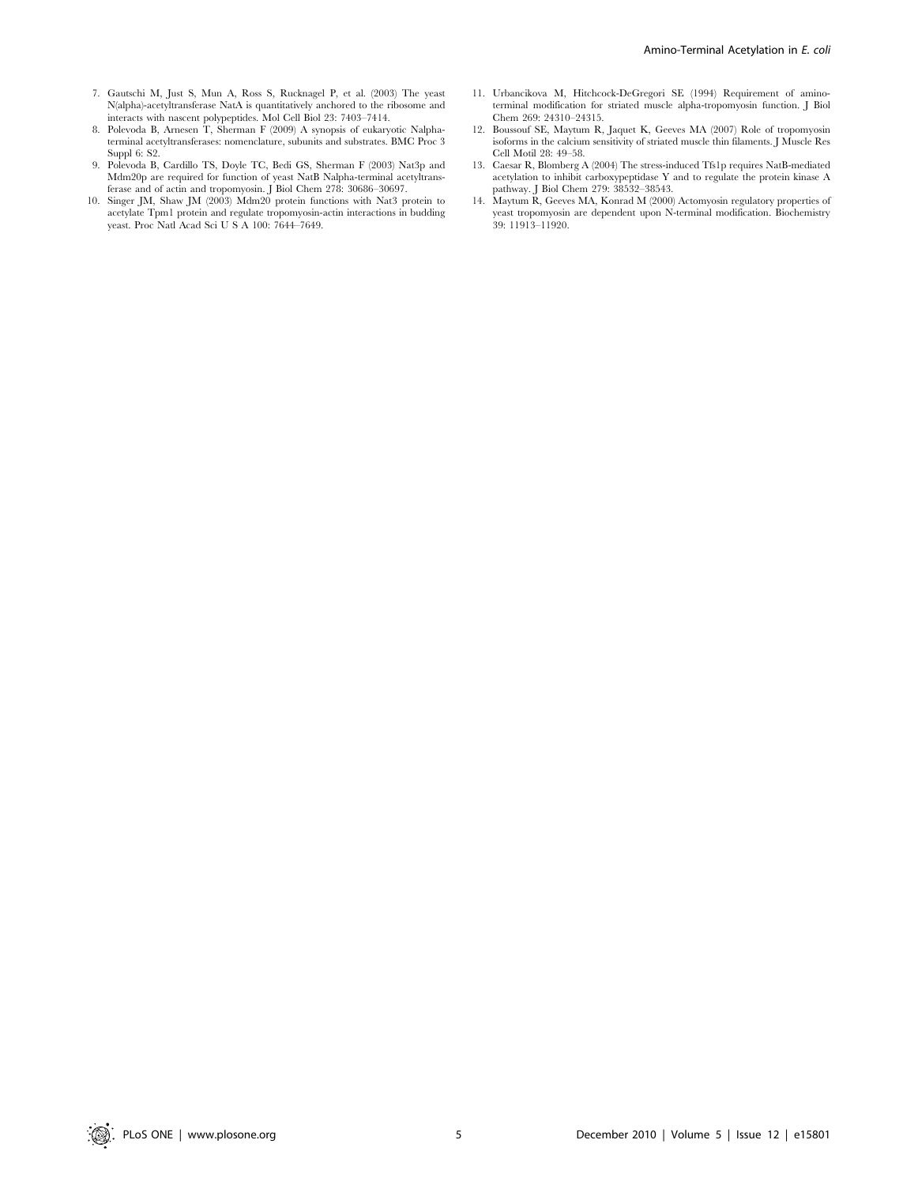7. Gautschi M, Just S, Mun A, Ross S, Rucknagel P, et al. (2003) The yeast N(alpha)-acetyltransferase NatA is quantitatively anchored to the ribosome and interacts with nascent polypeptides. Mol Cell Biol 23: 7403–7414.
8. Polevoda B, Arnesen T, Sherman F (2009) A synopsis of eukaryotic Nalpha-terminal acetyltransferases: nomenclature, subunits and substrates. BMC Proc 3 Suppl 6: S2.
9. Polevoda B, Cardillo TS, Doyle TC, Bedi GS, Sherman F (2003) Nat3p and Mdm20p are required for function of yeast NatB Nalpha-terminal acetyltransferase and of actin and tropomyosin. J Biol Chem 278: 30686–30697.
10. Singer JM, Shaw JM (2003) Mdm20 protein functions with Nat3 protein to acetylate Tpm1 protein and regulate tropomyosin-actin interactions in budding yeast. Proc Natl Acad Sci U S A 100: 7644–7649.
11. Urbancikova M, Hitchcock-DeGregori SE (1994) Requirement of amino-terminal modification for striated muscle alpha-tropomyosin function. J Biol Chem 269: 24310–24315.
12. Boussouf SE, Maytum R, Jaquet K, Geeves MA (2007) Role of tropomyosin isoforms in the calcium sensitivity of striated muscle thin filaments. J Muscle Res Cell Motil 28: 49–58.
13. Caesar R, Blomberg A (2004) The stress-induced Tfs1p requires NatB-mediated acetylation to inhibit carboxypeptidase Y and to regulate the protein kinase A pathway. J Biol Chem 279: 38532–38543.
14. Maytum R, Geeves MA, Konrad M (2000) Actomyosin regulatory properties of yeast tropomyosin are dependent upon N-terminal modification. Biochemistry 39: 11913–11920.